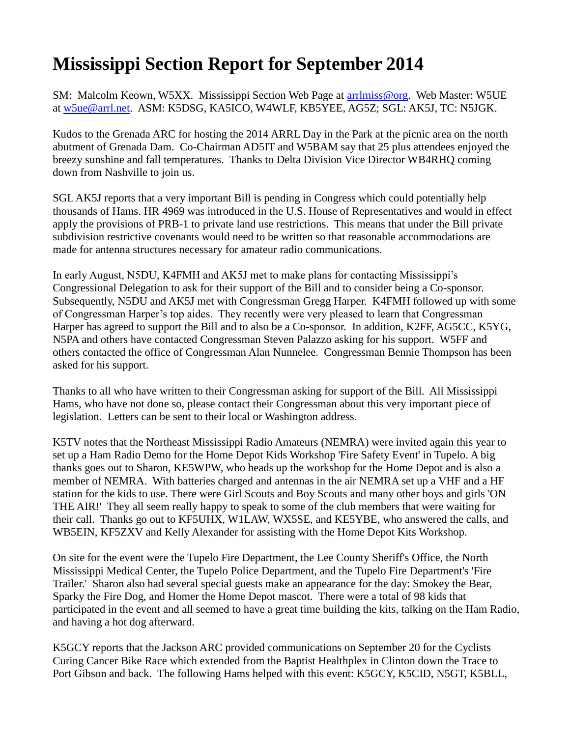# Mississippi Section Report for September 2014

SM: Malcolm Keown, W5XX. Mississippi Section Web Page at arrlmiss@org. Web Master: W5UE at w5ue@arrl.net. ASM: K5DSG, KA5ICO, W4WLF, KB5YEE, AG5Z; SGL: AK5J, TC: N5JGK.

Kudos to the Grenada ARC for hosting the 2014 ARRL Day in the Park at the picnic area on the north abutment of Grenada Dam. Co-Chairman AD5IT and W5BAM say that 25 plus attendees enjoyed the breezy sunshine and fall temperatures. Thanks to Delta Division Vice Director WB4RHQ coming down from Nashville to join us.

SGL AK5J reports that a very important Bill is pending in Congress which could potentially help thousands of Hams. HR 4969 was introduced in the U.S. House of Representatives and would in effect apply the provisions of PRB-1 to private land use restrictions. This means that under the Bill private subdivision restrictive covenants would need to be written so that reasonable accommodations are made for antenna structures necessary for amateur radio communications.

In early August, N5DU, K4FMH and AK5J met to make plans for contacting Mississippi's Congressional Delegation to ask for their support of the Bill and to consider being a Co-sponsor. Subsequently, N5DU and AK5J met with Congressman Gregg Harper. K4FMH followed up with some of Congressman Harper's top aides. They recently were very pleased to learn that Congressman Harper has agreed to support the Bill and to also be a Co-sponsor. In addition, K2FF, AG5CC, K5YG, N5PA and others have contacted Congressman Steven Palazzo asking for his support. W5FF and others contacted the office of Congressman Alan Nunnelee. Congressman Bennie Thompson has been asked for his support.

Thanks to all who have written to their Congressman asking for support of the Bill. All Mississippi Hams, who have not done so, please contact their Congressman about this very important piece of legislation. Letters can be sent to their local or Washington address.

K5TV notes that the Northeast Mississippi Radio Amateurs (NEMRA) were invited again this year to set up a Ham Radio Demo for the Home Depot Kids Workshop 'Fire Safety Event' in Tupelo. A big thanks goes out to Sharon, KE5WPW, who heads up the workshop for the Home Depot and is also a member of NEMRA. With batteries charged and antennas in the air NEMRA set up a VHF and a HF station for the kids to use. There were Girl Scouts and Boy Scouts and many other boys and girls 'ON THE AIR!' They all seem really happy to speak to some of the club members that were waiting for their call. Thanks go out to KF5UHX, W1LAW, WX5SE, and KE5YBE, who answered the calls, and WB5EIN, KF5ZXV and Kelly Alexander for assisting with the Home Depot Kits Workshop.

On site for the event were the Tupelo Fire Department, the Lee County Sheriff's Office, the North Mississippi Medical Center, the Tupelo Police Department, and the Tupelo Fire Department's 'Fire Trailer.' Sharon also had several special guests make an appearance for the day: Smokey the Bear, Sparky the Fire Dog, and Homer the Home Depot mascot. There were a total of 98 kids that participated in the event and all seemed to have a great time building the kits, talking on the Ham Radio, and having a hot dog afterward.

K5GCY reports that the Jackson ARC provided communications on September 20 for the Cyclists Curing Cancer Bike Race which extended from the Baptist Healthplex in Clinton down the Trace to Port Gibson and back. The following Hams helped with this event: K5GCY, K5CID, N5GT, K5BLL,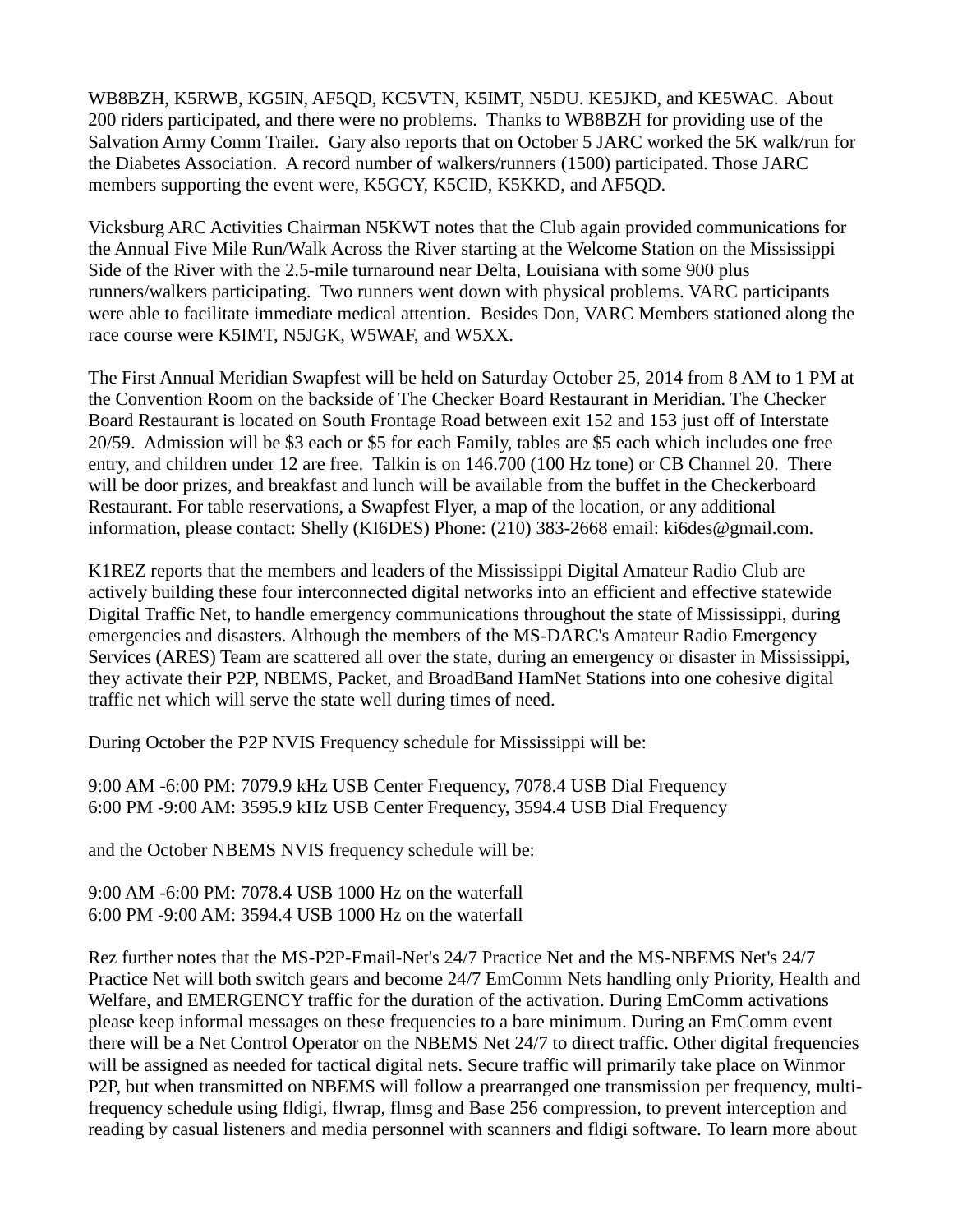WB8BZH, K5RWB, KG5IN, AF5QD, KC5VTN, K5IMT, N5DU. KE5JKD, and KE5WAC. About 200 riders participated, and there were no problems. Thanks to WB8BZH for providing use of the Salvation Army Comm Trailer. Gary also reports that on October 5 JARC worked the 5K walk/run for the Diabetes Association. A record number of walkers/runners (1500) participated. Those JARC members supporting the event were, K5GCY, K5CID, K5KKD, and AF5QD.

Vicksburg ARC Activities Chairman N5KWT notes that the Club again provided communications for the Annual Five Mile Run/Walk Across the River starting at the Welcome Station on the Mississippi Side of the River with the 2.5-mile turnaround near Delta, Louisiana with some 900 plus runners/walkers participating. Two runners went down with physical problems. VARC participants were able to facilitate immediate medical attention. Besides Don, VARC Members stationed along the race course were K5IMT, N5JGK, W5WAF, and W5XX.

The First Annual Meridian Swapfest will be held on Saturday October 25, 2014 from 8 AM to 1 PM at the Convention Room on the backside of The Checker Board Restaurant in Meridian. The Checker Board Restaurant is located on South Frontage Road between exit 152 and 153 just off of Interstate 20/59. Admission will be $3 each or $5 for each Family, tables are $5 each which includes one free entry, and children under 12 are free. Talkin is on 146.700 (100 Hz tone) or CB Channel 20. There will be door prizes, and breakfast and lunch will be available from the buffet in the Checkerboard Restaurant. For table reservations, a Swapfest Flyer, a map of the location, or any additional information, please contact: Shelly (KI6DES) Phone: (210) 383-2668 email: ki6des@gmail.com.

K1REZ reports that the members and leaders of the Mississippi Digital Amateur Radio Club are actively building these four interconnected digital networks into an efficient and effective statewide Digital Traffic Net, to handle emergency communications throughout the state of Mississippi, during emergencies and disasters. Although the members of the MS-DARC's Amateur Radio Emergency Services (ARES) Team are scattered all over the state, during an emergency or disaster in Mississippi, they activate their P2P, NBEMS, Packet, and BroadBand HamNet Stations into one cohesive digital traffic net which will serve the state well during times of need.

During October the P2P NVIS Frequency schedule for Mississippi will be:

9:00 AM -6:00 PM: 7079.9 kHz USB Center Frequency, 7078.4 USB Dial Frequency
6:00 PM -9:00 AM: 3595.9 kHz USB Center Frequency, 3594.4 USB Dial Frequency

and the October NBEMS NVIS frequency schedule will be:

9:00 AM -6:00 PM: 7078.4 USB 1000 Hz on the waterfall
6:00 PM -9:00 AM: 3594.4 USB 1000 Hz on the waterfall

Rez further notes that the MS-P2P-Email-Net's 24/7 Practice Net and the MS-NBEMS Net's 24/7 Practice Net will both switch gears and become 24/7 EmComm Nets handling only Priority, Health and Welfare, and EMERGENCY traffic for the duration of the activation. During EmComm activations please keep informal messages on these frequencies to a bare minimum. During an EmComm event there will be a Net Control Operator on the NBEMS Net 24/7 to direct traffic. Other digital frequencies will be assigned as needed for tactical digital nets. Secure traffic will primarily take place on Winmor P2P, but when transmitted on NBEMS will follow a prearranged one transmission per frequency, multi-frequency schedule using fldigi, flwrap, flmsg and Base 256 compression, to prevent interception and reading by casual listeners and media personnel with scanners and fldigi software. To learn more about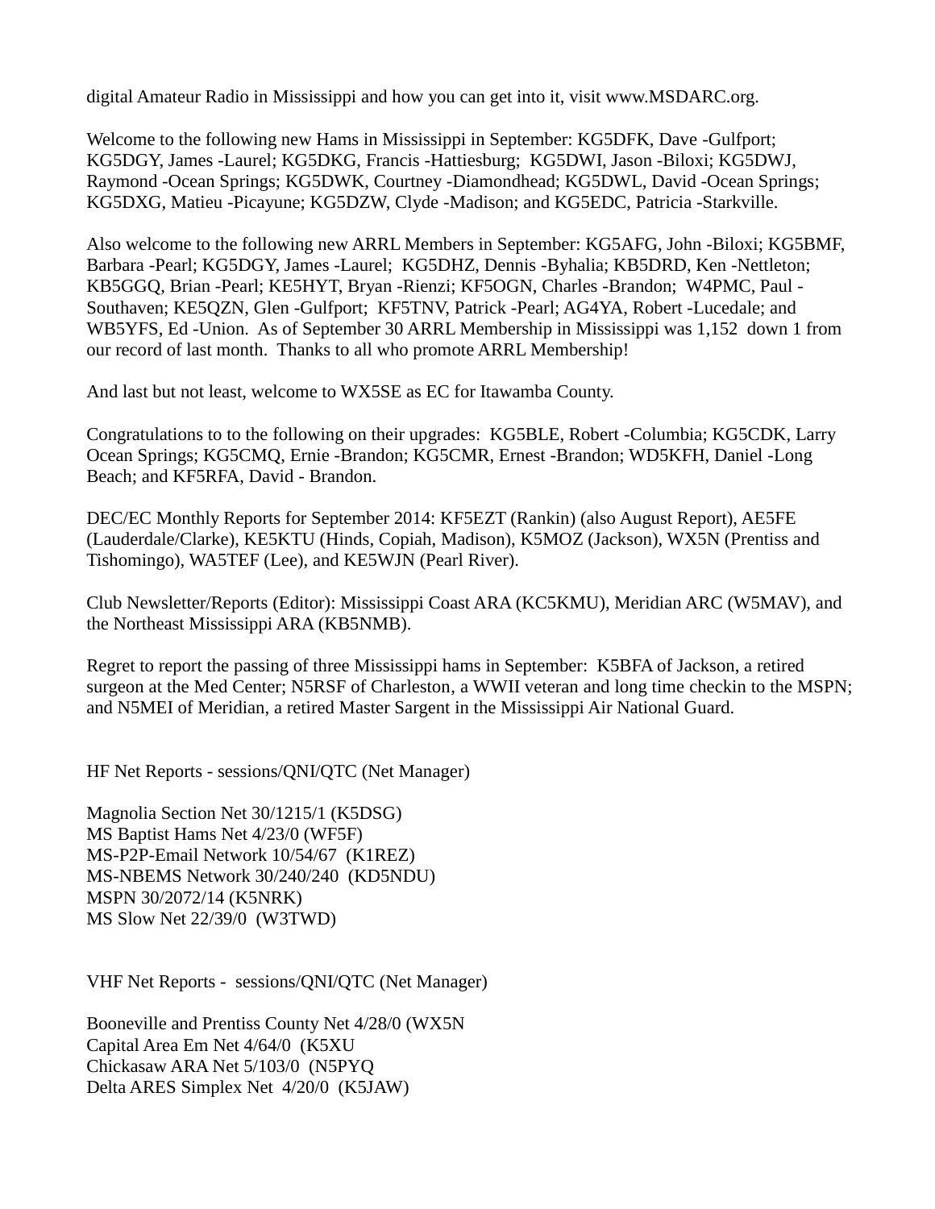digital Amateur Radio in Mississippi and how you can get into it, visit www.MSDARC.org.

Welcome to the following new Hams in Mississippi in September: KG5DFK, Dave -Gulfport; KG5DGY, James -Laurel; KG5DKG, Francis -Hattiesburg; KG5DWI, Jason -Biloxi; KG5DWJ, Raymond -Ocean Springs; KG5DWK, Courtney -Diamondhead; KG5DWL, David -Ocean Springs; KG5DXG, Matieu -Picayune; KG5DZW, Clyde -Madison; and KG5EDC, Patricia -Starkville.

Also welcome to the following new ARRL Members in September: KG5AFG, John -Biloxi; KG5BMF, Barbara -Pearl; KG5DGY, James -Laurel; KG5DHZ, Dennis -Byhalia; KB5DRD, Ken -Nettleton; KB5GGQ, Brian -Pearl; KE5HYT, Bryan -Rienzi; KF5OGN, Charles -Brandon; W4PMC, Paul -Southaven; KE5QZN, Glen -Gulfport; KF5TNV, Patrick -Pearl; AG4YA, Robert -Lucedale; and WB5YFS, Ed -Union. As of September 30 ARRL Membership in Mississippi was 1,152 down 1 from our record of last month. Thanks to all who promote ARRL Membership!

And last but not least, welcome to WX5SE as EC for Itawamba County.

Congratulations to to the following on their upgrades: KG5BLE, Robert -Columbia; KG5CDK, Larry Ocean Springs; KG5CMQ, Ernie -Brandon; KG5CMR, Ernest -Brandon; WD5KFH, Daniel -Long Beach; and KF5RFA, David - Brandon.

DEC/EC Monthly Reports for September 2014: KF5EZT (Rankin) (also August Report), AE5FE (Lauderdale/Clarke), KE5KTU (Hinds, Copiah, Madison), K5MOZ (Jackson), WX5N (Prentiss and Tishomingo), WA5TEF (Lee), and KE5WJN (Pearl River).

Club Newsletter/Reports (Editor): Mississippi Coast ARA (KC5KMU), Meridian ARC (W5MAV), and the Northeast Mississippi ARA (KB5NMB).

Regret to report the passing of three Mississippi hams in September: K5BFA of Jackson, a retired surgeon at the Med Center; N5RSF of Charleston, a WWII veteran and long time checkin to the MSPN; and N5MEI of Meridian, a retired Master Sargent in the Mississippi Air National Guard.

HF Net Reports - sessions/QNI/QTC (Net Manager)

Magnolia Section Net 30/1215/1 (K5DSG)
MS Baptist Hams Net 4/23/0 (WF5F)
MS-P2P-Email Network 10/54/67 (K1REZ)
MS-NBEMS Network 30/240/240 (KD5NDU)
MSPN 30/2072/14 (K5NRK)
MS Slow Net 22/39/0 (W3TWD)

VHF Net Reports - sessions/QNI/QTC (Net Manager)

Booneville and Prentiss County Net 4/28/0 (WX5N
Capital Area Em Net 4/64/0 (K5XU
Chickasaw ARA Net 5/103/0 (N5PYQ
Delta ARES Simplex Net 4/20/0 (K5JAW)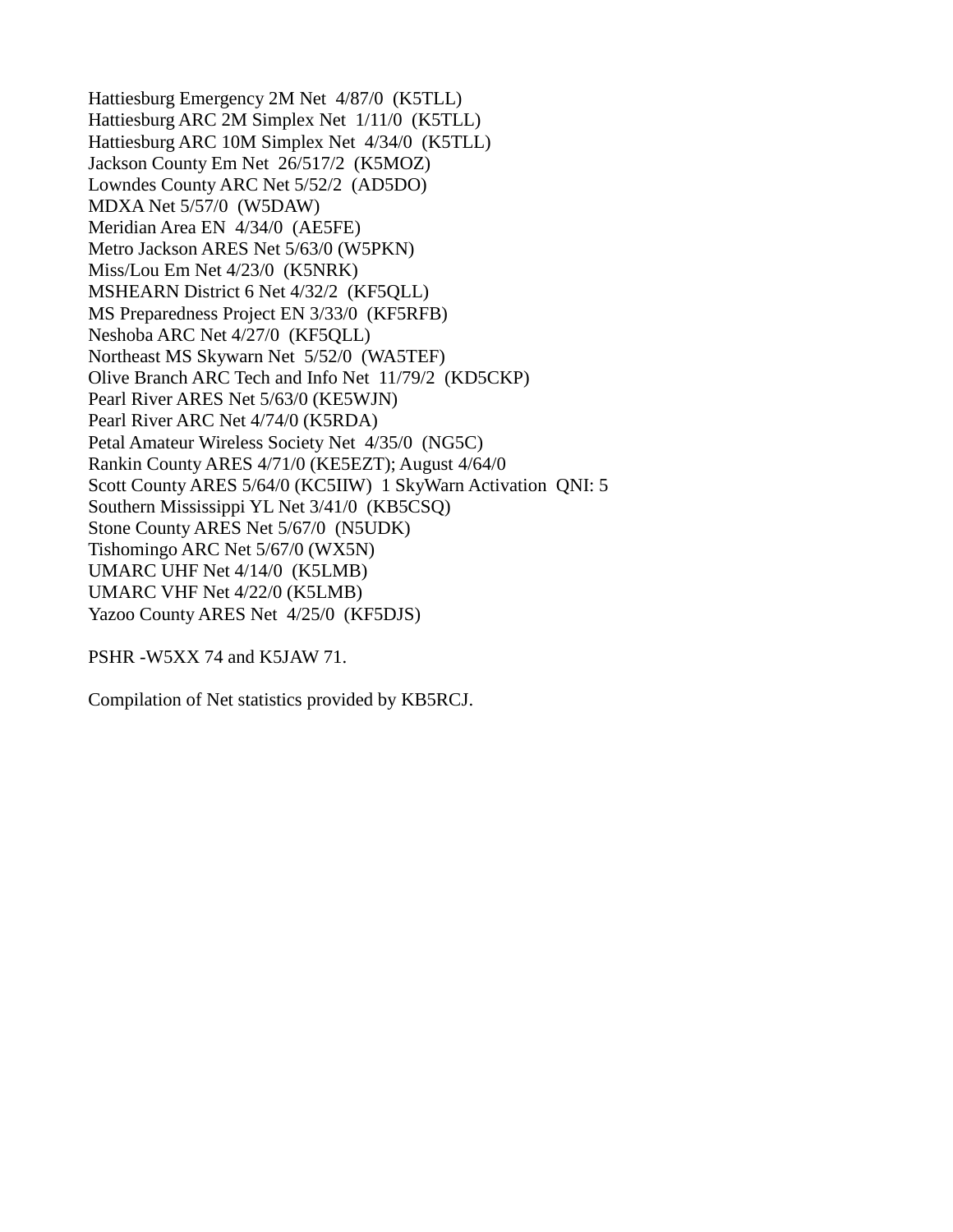Hattiesburg Emergency 2M Net  4/87/0  (K5TLL)
Hattiesburg ARC 2M Simplex Net  1/11/0  (K5TLL)
Hattiesburg ARC 10M Simplex Net  4/34/0  (K5TLL)
Jackson County Em Net  26/517/2  (K5MOZ)
Lowndes County ARC Net 5/52/2  (AD5DO)
MDXA Net 5/57/0  (W5DAW)
Meridian Area EN  4/34/0  (AE5FE)
Metro Jackson ARES Net 5/63/0 (W5PKN)
Miss/Lou Em Net 4/23/0  (K5NRK)
MSHEARN District 6 Net 4/32/2  (KF5QLL)
MS Preparedness Project EN 3/33/0  (KF5RFB)
Neshoba ARC Net 4/27/0  (KF5QLL)
Northeast MS Skywarn Net  5/52/0  (WA5TEF)
Olive Branch ARC Tech and Info Net  11/79/2  (KD5CKP)
Pearl River ARES Net 5/63/0 (KE5WJN)
Pearl River ARC Net 4/74/0 (K5RDA)
Petal Amateur Wireless Society Net  4/35/0  (NG5C)
Rankin County ARES 4/71/0 (KE5EZT); August 4/64/0
Scott County ARES 5/64/0 (KC5IIW)  1 SkyWarn Activation  QNI: 5
Southern Mississippi YL Net 3/41/0  (KB5CSQ)
Stone County ARES Net 5/67/0  (N5UDK)
Tishomingo ARC Net 5/67/0 (WX5N)
UMARC UHF Net 4/14/0  (K5LMB)
UMARC VHF Net 4/22/0 (K5LMB)
Yazoo County ARES Net  4/25/0  (KF5DJS)

PSHR -W5XX 74 and K5JAW 71.

Compilation of Net statistics provided by KB5RCJ.